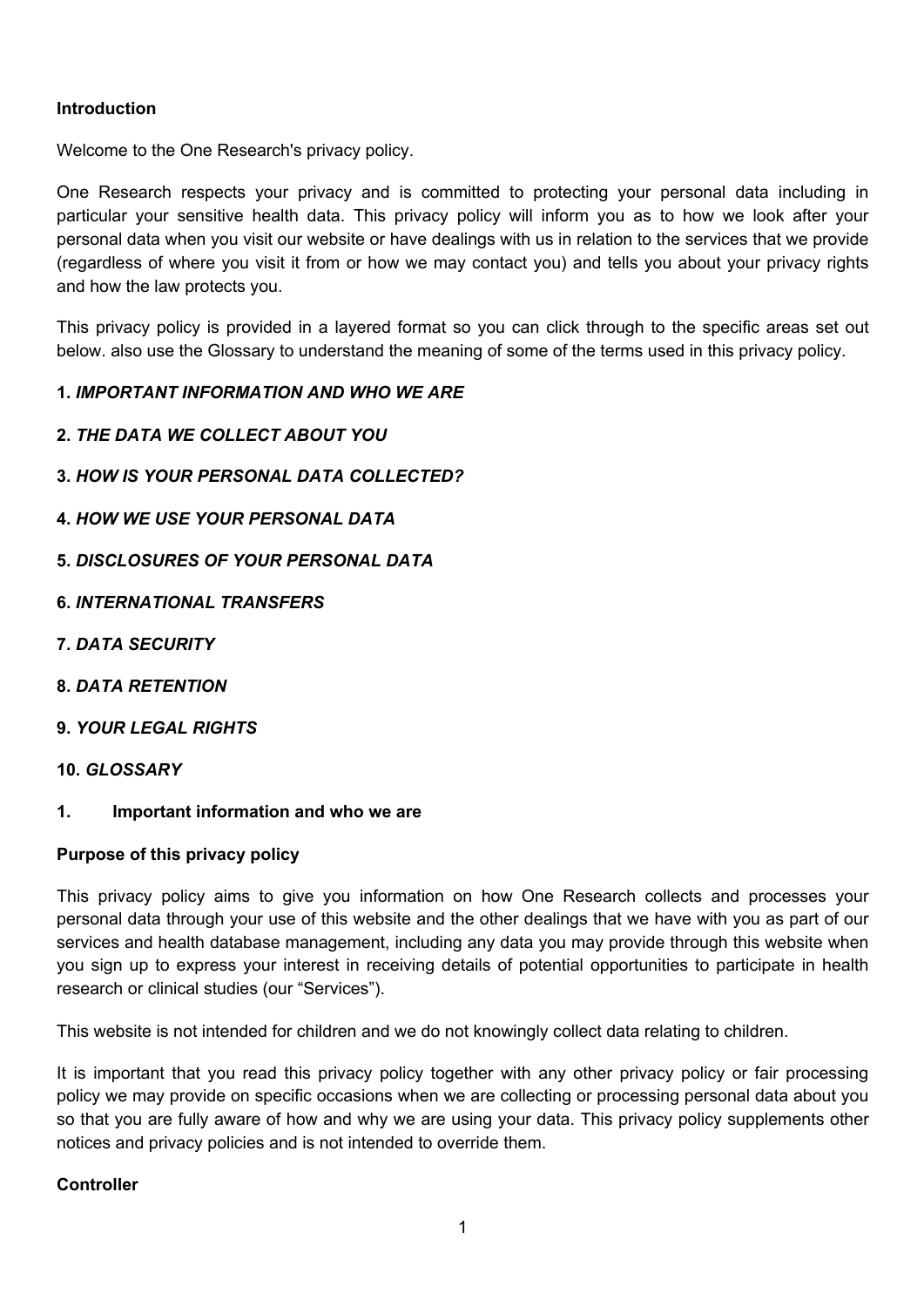**Introduction**

Welcome to the One Research's privacy policy.

One Research respects your privacy and is committed to protecting your personal data including in particular your sensitive health data. This privacy policy will inform you as to how we look after your personal data when you visit our website or have dealings with us in relation to the services that we provide (regardless of where you visit it from or how we may contact you) and tells you about your privacy rights and how the law protects you.

This privacy policy is provided in a layered format so you can click through to the specific areas set out below. also use the Glossary to understand the meaning of some of the terms used in this privacy policy.

**1. *IMPORTANT INFORMATION AND WHO WE ARE***

**2. *THE DATA WE COLLECT ABOUT YOU***

**3. *HOW IS YOUR PERSONAL DATA COLLECTED?***

**4. *HOW WE USE YOUR PERSONAL DATA***

**5. *DISCLOSURES OF YOUR PERSONAL DATA***

**6. *INTERNATIONAL TRANSFERS***

**7. *DATA SECURITY***

**8. *DATA RETENTION***

**9. *YOUR LEGAL RIGHTS***

**10. *GLOSSARY***

## 1. Important information and who we are

**Purpose of this privacy policy**

This privacy policy aims to give you information on how One Research collects and processes your personal data through your use of this website and the other dealings that we have with you as part of our services and health database management, including any data you may provide through this website when you sign up to express your interest in receiving details of potential opportunities to participate in health research or clinical studies (our “Services”).

This website is not intended for children and we do not knowingly collect data relating to children.

It is important that you read this privacy policy together with any other privacy policy or fair processing policy we may provide on specific occasions when we are collecting or processing personal data about you so that you are fully aware of how and why we are using your data. This privacy policy supplements other notices and privacy policies and is not intended to override them.

**Controller**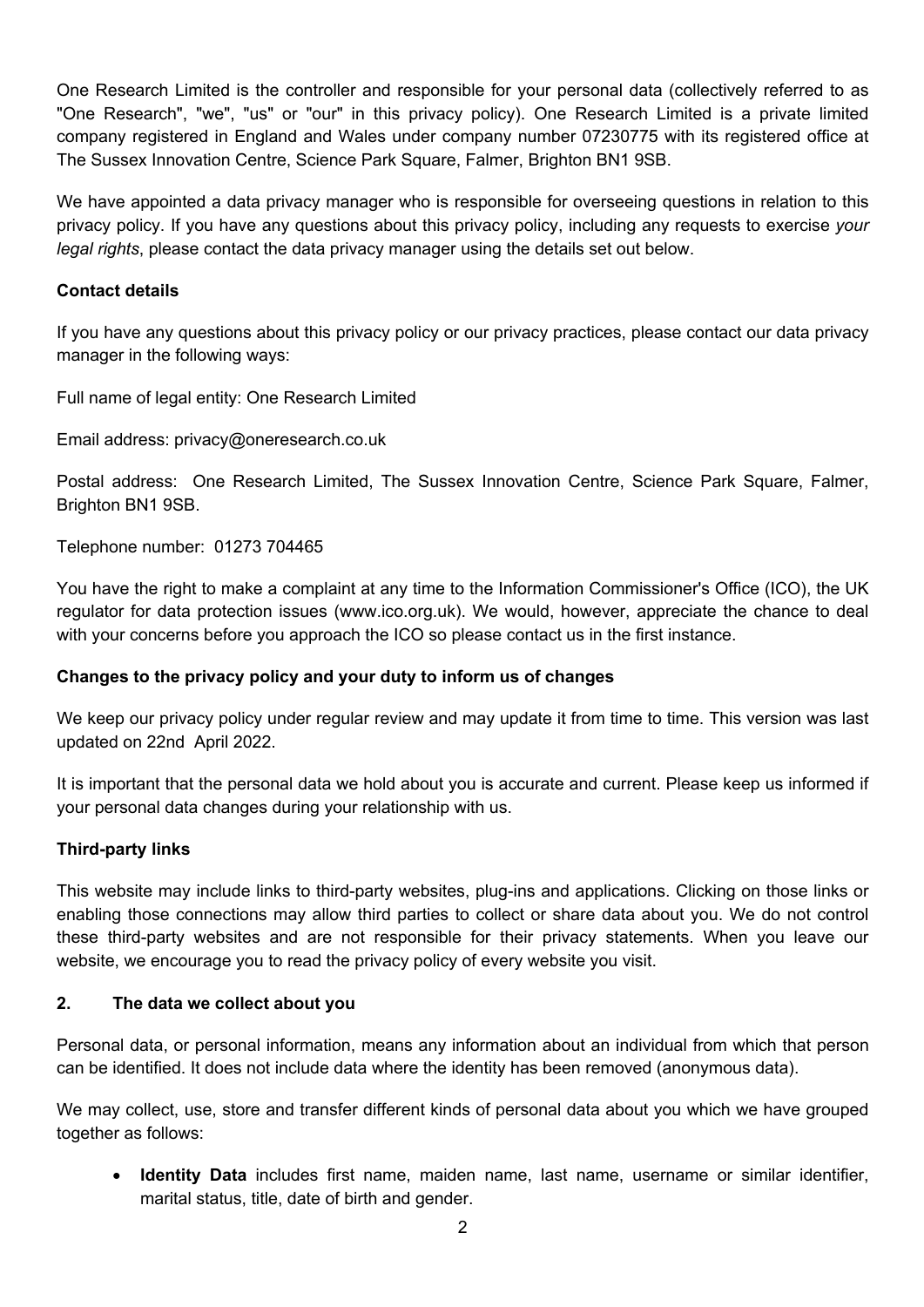One Research Limited is the controller and responsible for your personal data (collectively referred to as "One Research", "we", "us" or "our" in this privacy policy). One Research Limited is a private limited company registered in England and Wales under company number 07230775 with its registered office at The Sussex Innovation Centre, Science Park Square, Falmer, Brighton BN1 9SB.

We have appointed a data privacy manager who is responsible for overseeing questions in relation to this privacy policy. If you have any questions about this privacy policy, including any requests to exercise *your legal rights*, please contact the data privacy manager using the details set out below.

**Contact details**

If you have any questions about this privacy policy or our privacy practices, please contact our data privacy manager in the following ways:

Full name of legal entity: One Research Limited

Email address: privacy@oneresearch.co.uk

Postal address: One Research Limited, The Sussex Innovation Centre, Science Park Square, Falmer, Brighton BN1 9SB.

Telephone number: 01273 704465

You have the right to make a complaint at any time to the Information Commissioner's Office (ICO), the UK regulator for data protection issues (www.ico.org.uk). We would, however, appreciate the chance to deal with your concerns before you approach the ICO so please contact us in the first instance.

**Changes to the privacy policy and your duty to inform us of changes**

We keep our privacy policy under regular review and may update it from time to time. This version was last updated on 22nd April 2022.

It is important that the personal data we hold about you is accurate and current. Please keep us informed if your personal data changes during your relationship with us.

**Third-party links**

This website may include links to third-party websites, plug-ins and applications. Clicking on those links or enabling those connections may allow third parties to collect or share data about you. We do not control these third-party websites and are not responsible for their privacy statements. When you leave our website, we encourage you to read the privacy policy of every website you visit.

## 2. The data we collect about you

Personal data, or personal information, means any information about an individual from which that person can be identified. It does not include data where the identity has been removed (anonymous data).

We may collect, use, store and transfer different kinds of personal data about you which we have grouped together as follows:

- **Identity Data** includes first name, maiden name, last name, username or similar identifier, marital status, title, date of birth and gender.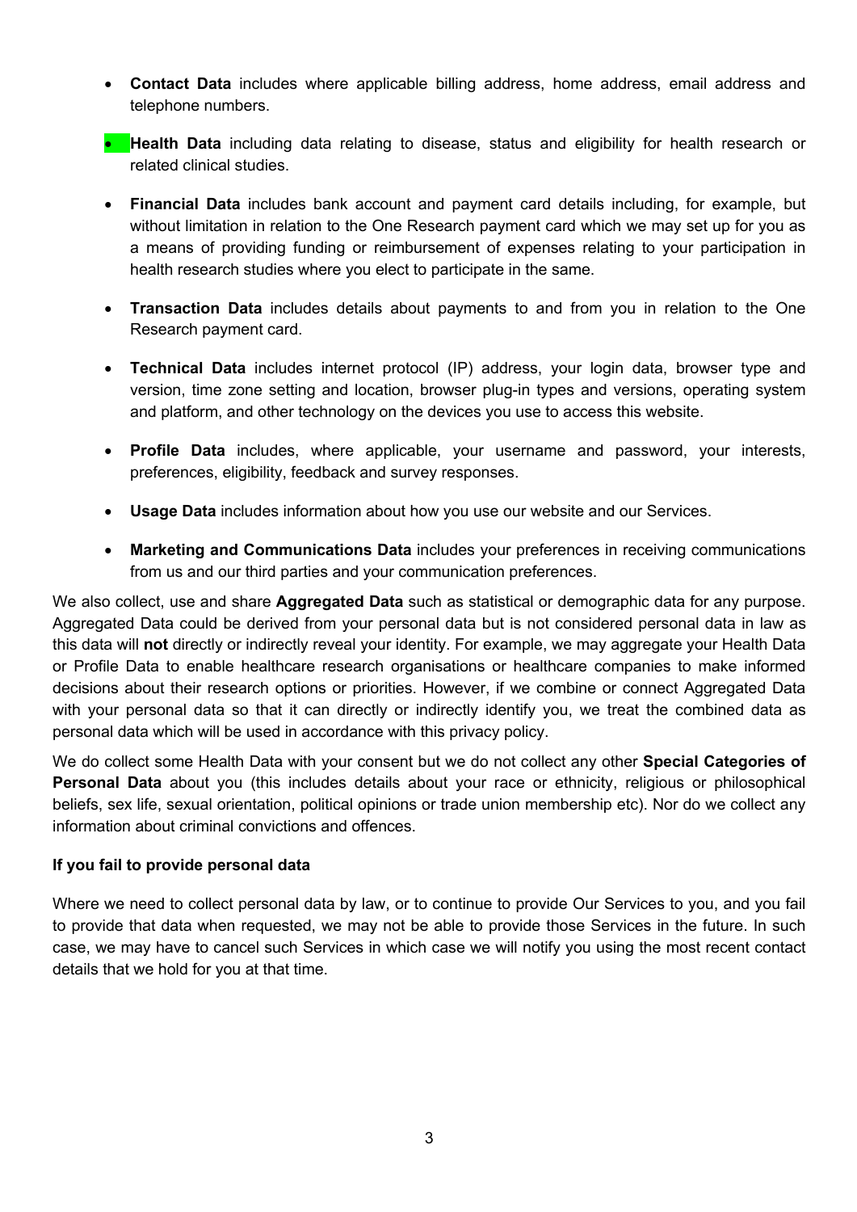- **Contact Data** includes where applicable billing address, home address, email address and telephone numbers.
- **Health Data** including data relating to disease, status and eligibility for health research or related clinical studies.
- **Financial Data** includes bank account and payment card details including, for example, but without limitation in relation to the One Research payment card which we may set up for you as a means of providing funding or reimbursement of expenses relating to your participation in health research studies where you elect to participate in the same.
- **Transaction Data** includes details about payments to and from you in relation to the One Research payment card.
- **Technical Data** includes internet protocol (IP) address, your login data, browser type and version, time zone setting and location, browser plug-in types and versions, operating system and platform, and other technology on the devices you use to access this website.
- **Profile Data** includes, where applicable, your username and password, your interests, preferences, eligibility, feedback and survey responses.
- **Usage Data** includes information about how you use our website and our Services.
- **Marketing and Communications Data** includes your preferences in receiving communications from us and our third parties and your communication preferences.

We also collect, use and share **Aggregated Data** such as statistical or demographic data for any purpose. Aggregated Data could be derived from your personal data but is not considered personal data in law as this data will **not** directly or indirectly reveal your identity. For example, we may aggregate your Health Data or Profile Data to enable healthcare research organisations or healthcare companies to make informed decisions about their research options or priorities. However, if we combine or connect Aggregated Data with your personal data so that it can directly or indirectly identify you, we treat the combined data as personal data which will be used in accordance with this privacy policy.

We do collect some Health Data with your consent but we do not collect any other **Special Categories of Personal Data** about you (this includes details about your race or ethnicity, religious or philosophical beliefs, sex life, sexual orientation, political opinions or trade union membership etc). Nor do we collect any information about criminal convictions and offences.

**If you fail to provide personal data**

Where we need to collect personal data by law, or to continue to provide Our Services to you, and you fail to provide that data when requested, we may not be able to provide those Services in the future. In such case, we may have to cancel such Services in which case we will notify you using the most recent contact details that we hold for you at that time.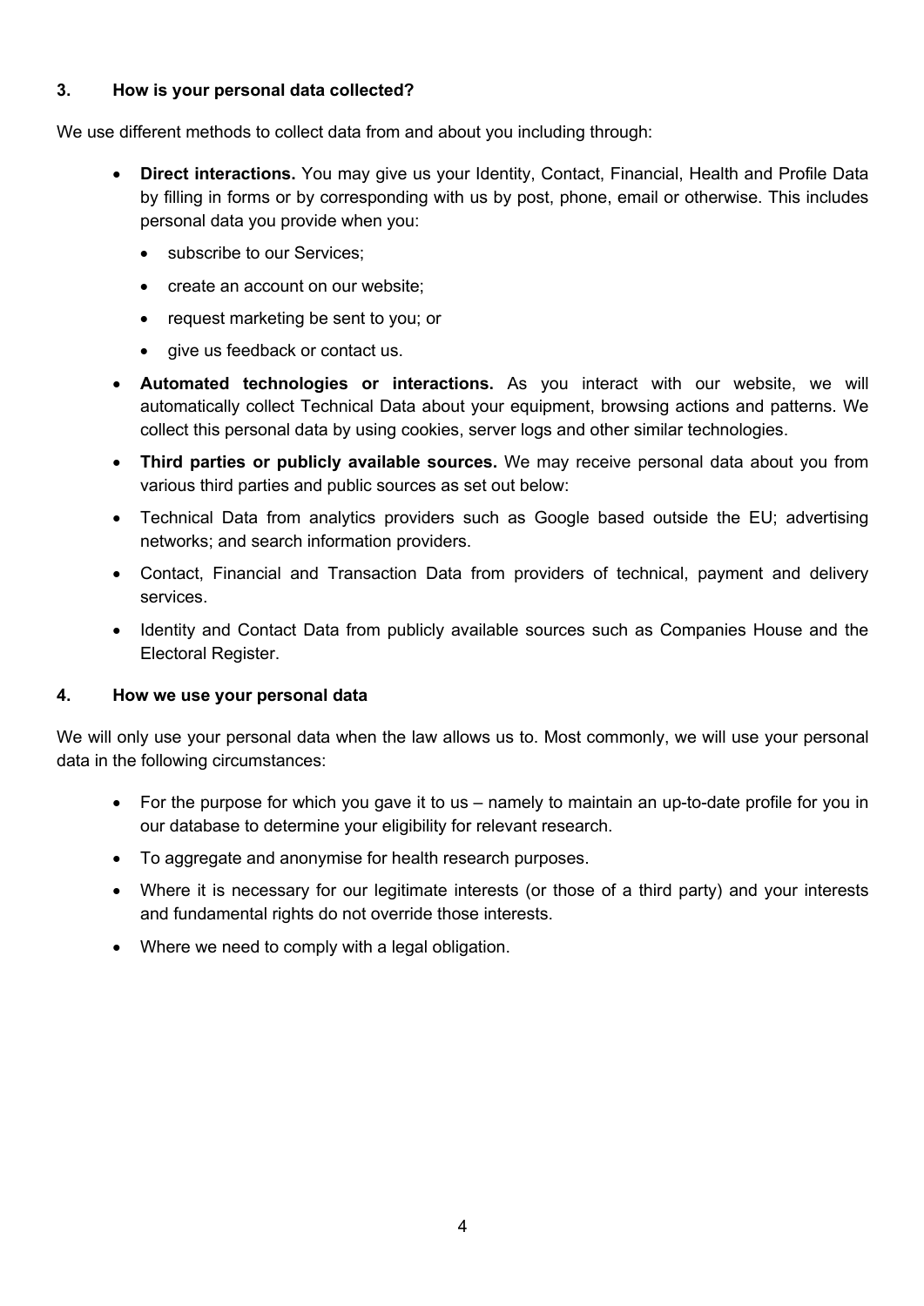### 3. How is your personal data collected?

We use different methods to collect data from and about you including through:

- **Direct interactions.** You may give us your Identity, Contact, Financial, Health and Profile Data by filling in forms or by corresponding with us by post, phone, email or otherwise. This includes personal data you provide when you:
  - subscribe to our Services;
  - create an account on our website;
  - request marketing be sent to you; or
  - give us feedback or contact us.
- **Automated technologies or interactions.** As you interact with our website, we will automatically collect Technical Data about your equipment, browsing actions and patterns. We collect this personal data by using cookies, server logs and other similar technologies.
- **Third parties or publicly available sources.** We may receive personal data about you from various third parties and public sources as set out below:
- Technical Data from analytics providers such as Google based outside the EU; advertising networks; and search information providers.
- Contact, Financial and Transaction Data from providers of technical, payment and delivery services.
- Identity and Contact Data from publicly available sources such as Companies House and the Electoral Register.

### 4. How we use your personal data

We will only use your personal data when the law allows us to. Most commonly, we will use your personal data in the following circumstances:

- For the purpose for which you gave it to us – namely to maintain an up-to-date profile for you in our database to determine your eligibility for relevant research.
- To aggregate and anonymise for health research purposes.
- Where it is necessary for our legitimate interests (or those of a third party) and your interests and fundamental rights do not override those interests.
- Where we need to comply with a legal obligation.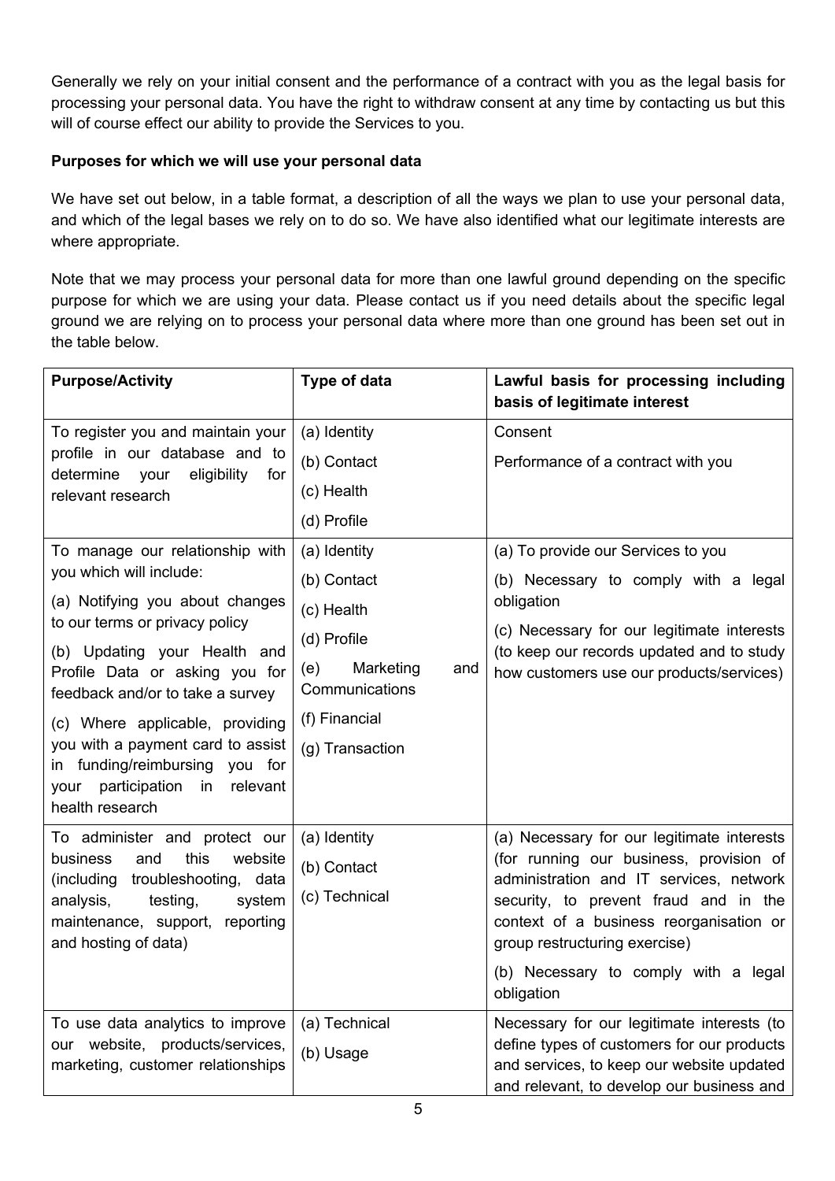Generally we rely on your initial consent and the performance of a contract with you as the legal basis for processing your personal data. You have the right to withdraw consent at any time by contacting us but this will of course effect our ability to provide the Services to you.

**Purposes for which we will use your personal data**

We have set out below, in a table format, a description of all the ways we plan to use your personal data, and which of the legal bases we rely on to do so. We have also identified what our legitimate interests are where appropriate.

Note that we may process your personal data for more than one lawful ground depending on the specific purpose for which we are using your data. Please contact us if you need details about the specific legal ground we are relying on to process your personal data where more than one ground has been set out in the table below.

| **Purpose/Activity** | **Type of data** | **Lawful basis for processing including basis of legitimate interest** |
|---|---|---|
| To register you and maintain your profile in our database and to determine your eligibility for relevant research | (a) Identity<br>(b) Contact<br>(c) Health<br>(d) Profile | Consent<br>Performance of a contract with you |
| To manage our relationship with you which will include:<br>(a) Notifying you about changes to our terms or privacy policy<br>(b) Updating your Health and Profile Data or asking you for feedback and/or to take a survey<br>(c) Where applicable, providing you with a payment card to assist in funding/reimbursing you for your participation in relevant health research | (a) Identity<br>(b) Contact<br>(c) Health<br>(d) Profile<br>(e) Marketing and Communications<br>(f) Financial<br>(g) Transaction | (a) To provide our Services to you<br>(b) Necessary to comply with a legal obligation<br>(c) Necessary for our legitimate interests (to keep our records updated and to study how customers use our products/services) |
| To administer and protect our business and this website (including troubleshooting, data analysis, testing, system maintenance, support, reporting and hosting of data) | (a) Identity<br>(b) Contact<br>(c) Technical | (a) Necessary for our legitimate interests (for running our business, provision of administration and IT services, network security, to prevent fraud and in the context of a business reorganisation or group restructuring exercise)<br>(b) Necessary to comply with a legal obligation |
| To use data analytics to improve our website, products/services, marketing, customer relationships | (a) Technical<br>(b) Usage | Necessary for our legitimate interests (to define types of customers for our products and services, to keep our website updated and relevant, to develop our business and |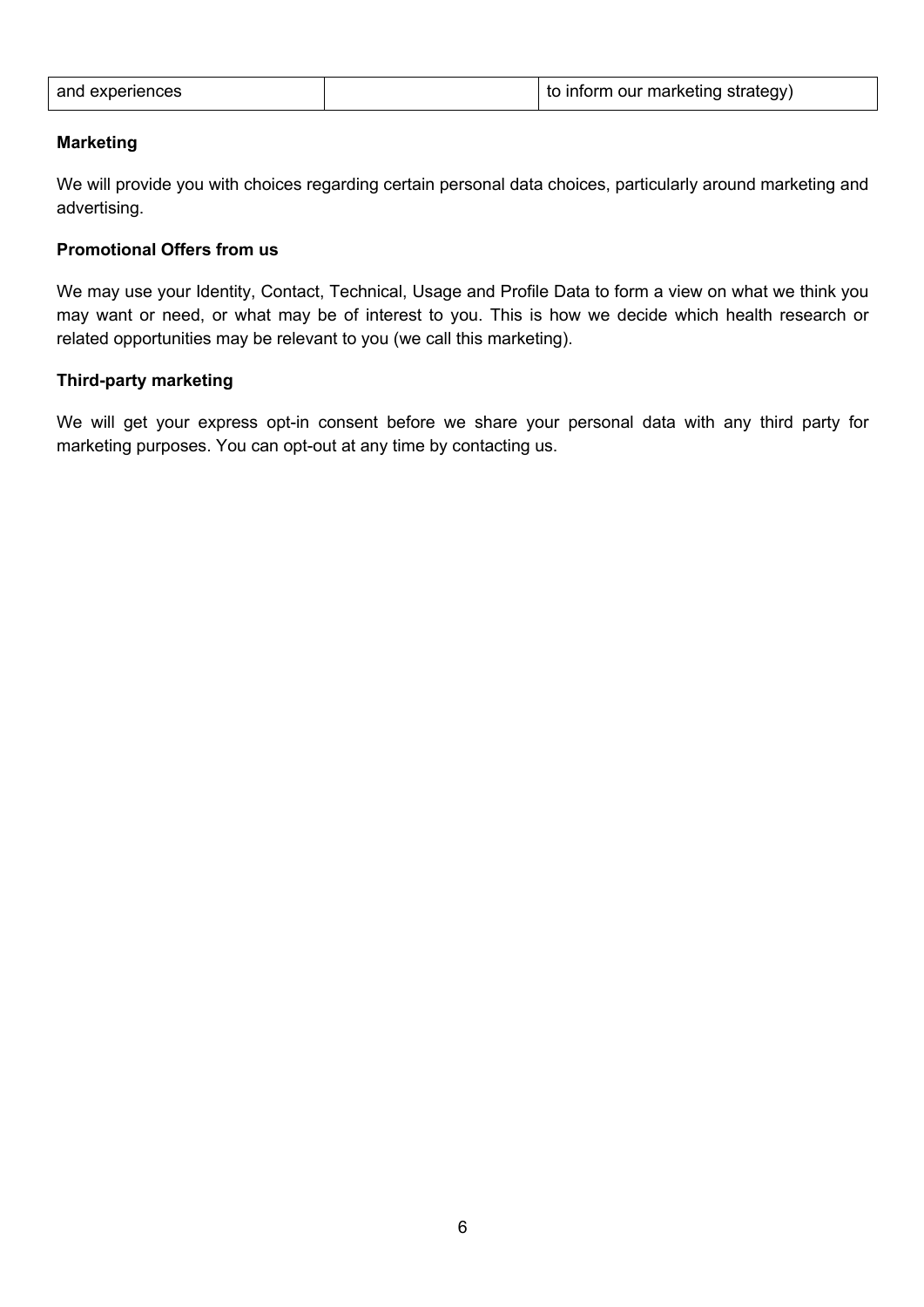| and experiences | | to inform our marketing strategy) |
|---|---|---|

**Marketing**

We will provide you with choices regarding certain personal data choices, particularly around marketing and advertising.

**Promotional Offers from us**

We may use your Identity, Contact, Technical, Usage and Profile Data to form a view on what we think you may want or need, or what may be of interest to you. This is how we decide which health research or related opportunities may be relevant to you (we call this marketing).

**Third-party marketing**

We will get your express opt-in consent before we share your personal data with any third party for marketing purposes. You can opt-out at any time by contacting us.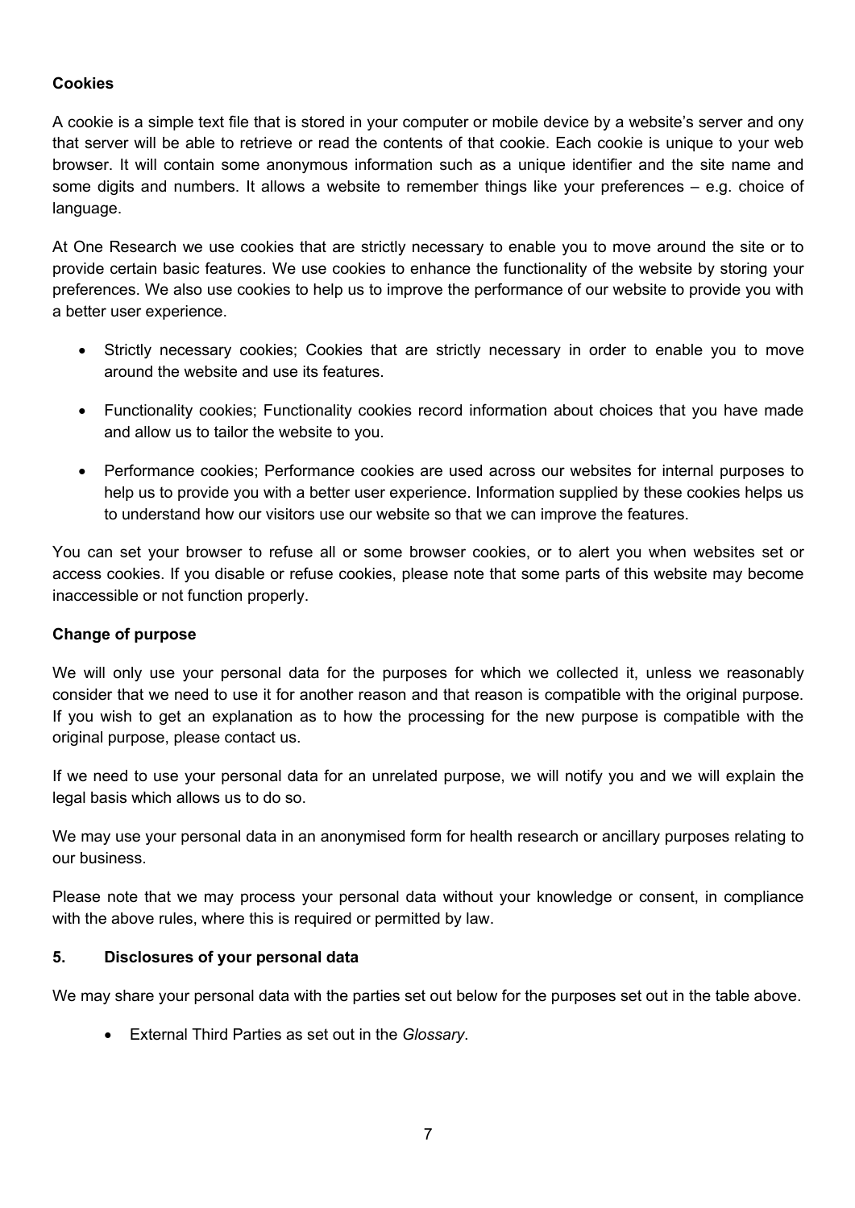**Cookies**

A cookie is a simple text file that is stored in your computer or mobile device by a website's server and ony that server will be able to retrieve or read the contents of that cookie. Each cookie is unique to your web browser. It will contain some anonymous information such as a unique identifier and the site name and some digits and numbers. It allows a website to remember things like your preferences – e.g. choice of language.

At One Research we use cookies that are strictly necessary to enable you to move around the site or to provide certain basic features. We use cookies to enhance the functionality of the website by storing your preferences. We also use cookies to help us to improve the performance of our website to provide you with a better user experience.

- Strictly necessary cookies; Cookies that are strictly necessary in order to enable you to move around the website and use its features.
- Functionality cookies; Functionality cookies record information about choices that you have made and allow us to tailor the website to you.
- Performance cookies; Performance cookies are used across our websites for internal purposes to help us to provide you with a better user experience. Information supplied by these cookies helps us to understand how our visitors use our website so that we can improve the features.

You can set your browser to refuse all or some browser cookies, or to alert you when websites set or access cookies. If you disable or refuse cookies, please note that some parts of this website may become inaccessible or not function properly.

**Change of purpose**

We will only use your personal data for the purposes for which we collected it, unless we reasonably consider that we need to use it for another reason and that reason is compatible with the original purpose. If you wish to get an explanation as to how the processing for the new purpose is compatible with the original purpose, please contact us.

If we need to use your personal data for an unrelated purpose, we will notify you and we will explain the legal basis which allows us to do so.

We may use your personal data in an anonymised form for health research or ancillary purposes relating to our business.

Please note that we may process your personal data without your knowledge or consent, in compliance with the above rules, where this is required or permitted by law.

## 5. Disclosures of your personal data

We may share your personal data with the parties set out below for the purposes set out in the table above.

- External Third Parties as set out in the *Glossary*.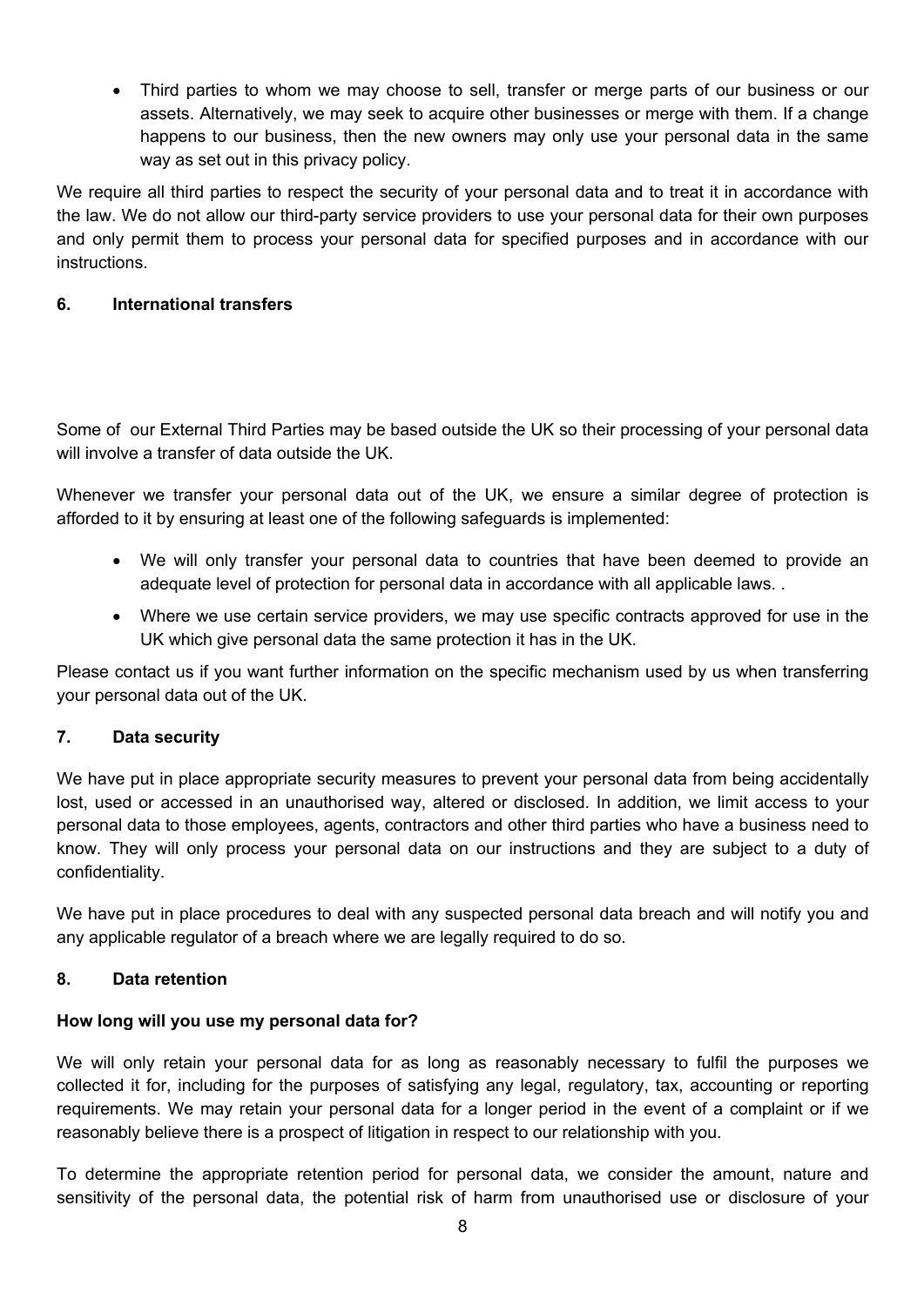- Third parties to whom we may choose to sell, transfer or merge parts of our business or our assets. Alternatively, we may seek to acquire other businesses or merge with them. If a change happens to our business, then the new owners may only use your personal data in the same way as set out in this privacy policy.

We require all third parties to respect the security of your personal data and to treat it in accordance with the law. We do not allow our third-party service providers to use your personal data for their own purposes and only permit them to process your personal data for specified purposes and in accordance with our instructions.

## 6. International transfers

Some of our External Third Parties may be based outside the UK so their processing of your personal data will involve a transfer of data outside the UK.

Whenever we transfer your personal data out of the UK, we ensure a similar degree of protection is afforded to it by ensuring at least one of the following safeguards is implemented:

- We will only transfer your personal data to countries that have been deemed to provide an adequate level of protection for personal data in accordance with all applicable laws. .
- Where we use certain service providers, we may use specific contracts approved for use in the UK which give personal data the same protection it has in the UK.

Please contact us if you want further information on the specific mechanism used by us when transferring your personal data out of the UK.

## 7. Data security

We have put in place appropriate security measures to prevent your personal data from being accidentally lost, used or accessed in an unauthorised way, altered or disclosed. In addition, we limit access to your personal data to those employees, agents, contractors and other third parties who have a business need to know. They will only process your personal data on our instructions and they are subject to a duty of confidentiality.

We have put in place procedures to deal with any suspected personal data breach and will notify you and any applicable regulator of a breach where we are legally required to do so.

## 8. Data retention

**How long will you use my personal data for?**

We will only retain your personal data for as long as reasonably necessary to fulfil the purposes we collected it for, including for the purposes of satisfying any legal, regulatory, tax, accounting or reporting requirements. We may retain your personal data for a longer period in the event of a complaint or if we reasonably believe there is a prospect of litigation in respect to our relationship with you.

To determine the appropriate retention period for personal data, we consider the amount, nature and sensitivity of the personal data, the potential risk of harm from unauthorised use or disclosure of your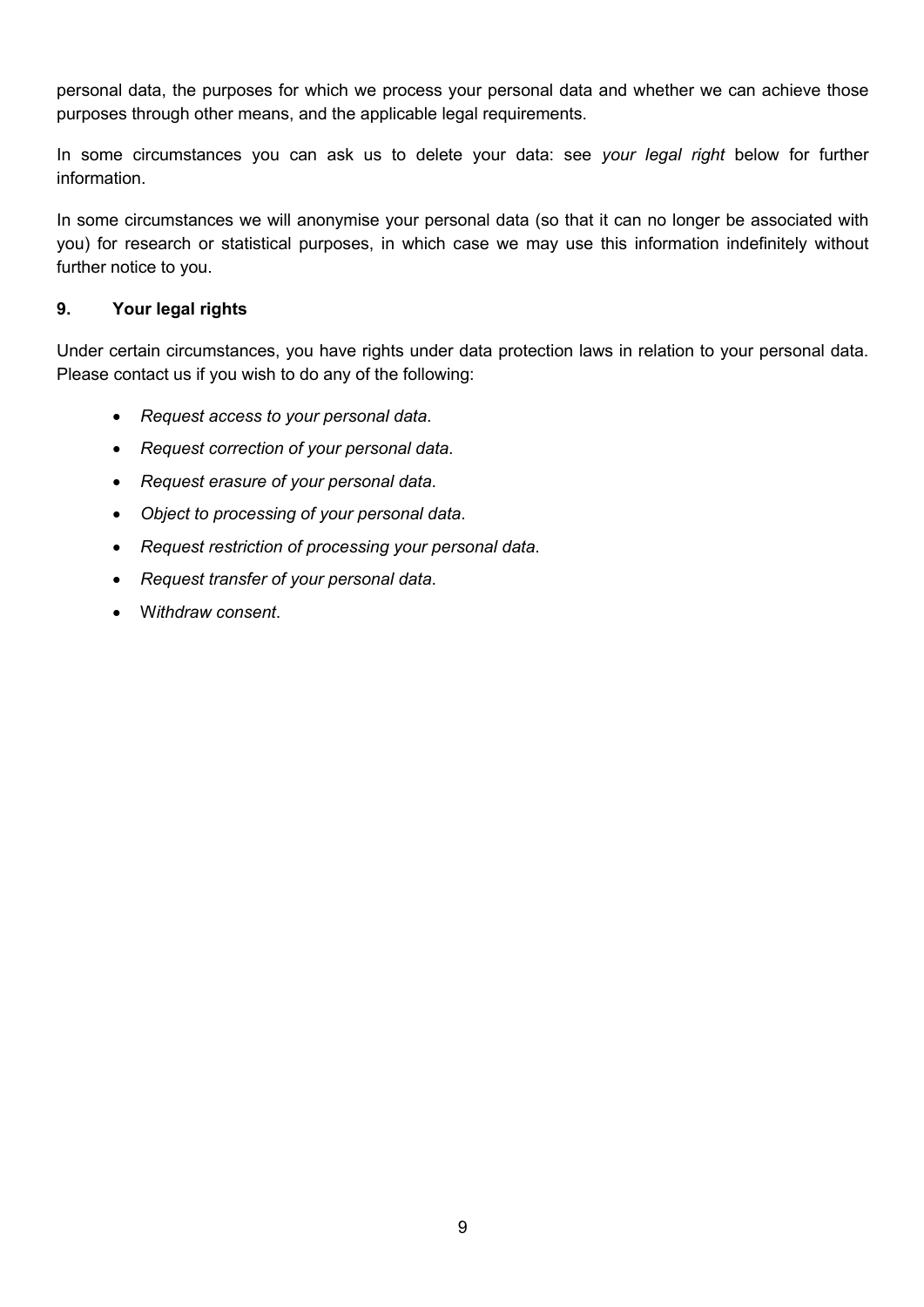personal data, the purposes for which we process your personal data and whether we can achieve those purposes through other means, and the applicable legal requirements.

In some circumstances you can ask us to delete your data: see *your legal right* below for further information.

In some circumstances we will anonymise your personal data (so that it can no longer be associated with you) for research or statistical purposes, in which case we may use this information indefinitely without further notice to you.

## 9. Your legal rights

Under certain circumstances, you have rights under data protection laws in relation to your personal data. Please contact us if you wish to do any of the following:

- *Request access to your personal data*.
- *Request correction of your personal data*.
- *Request erasure of your personal data*.
- *Object to processing of your personal data*.
- *Request restriction of processing your personal data*.
- *Request transfer of your personal data*.
- W*ithdraw consent*.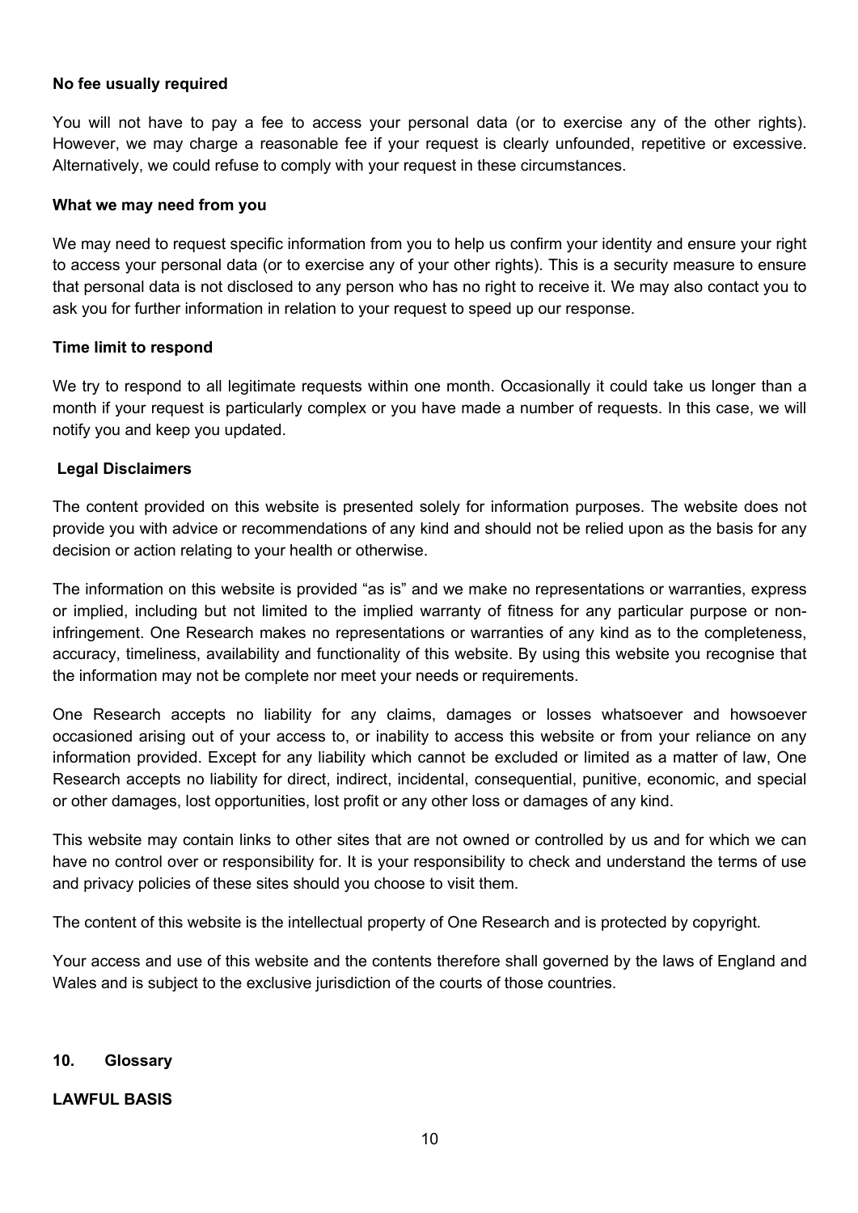**No fee usually required**

You will not have to pay a fee to access your personal data (or to exercise any of the other rights). However, we may charge a reasonable fee if your request is clearly unfounded, repetitive or excessive. Alternatively, we could refuse to comply with your request in these circumstances.

**What we may need from you**

We may need to request specific information from you to help us confirm your identity and ensure your right to access your personal data (or to exercise any of your other rights). This is a security measure to ensure that personal data is not disclosed to any person who has no right to receive it. We may also contact you to ask you for further information in relation to your request to speed up our response.

**Time limit to respond**

We try to respond to all legitimate requests within one month. Occasionally it could take us longer than a month if your request is particularly complex or you have made a number of requests. In this case, we will notify you and keep you updated.

**Legal Disclaimers**

The content provided on this website is presented solely for information purposes. The website does not provide you with advice or recommendations of any kind and should not be relied upon as the basis for any decision or action relating to your health or otherwise.

The information on this website is provided “as is” and we make no representations or warranties, express or implied, including but not limited to the implied warranty of fitness for any particular purpose or non-infringement. One Research makes no representations or warranties of any kind as to the completeness, accuracy, timeliness, availability and functionality of this website. By using this website you recognise that the information may not be complete nor meet your needs or requirements.

One Research accepts no liability for any claims, damages or losses whatsoever and howsoever occasioned arising out of your access to, or inability to access this website or from your reliance on any information provided. Except for any liability which cannot be excluded or limited as a matter of law, One Research accepts no liability for direct, indirect, incidental, consequential, punitive, economic, and special or other damages, lost opportunities, lost profit or any other loss or damages of any kind.

This website may contain links to other sites that are not owned or controlled by us and for which we can have no control over or responsibility for. It is your responsibility to check and understand the terms of use and privacy policies of these sites should you choose to visit them.

The content of this website is the intellectual property of One Research and is protected by copyright.

Your access and use of this website and the contents therefore shall governed by the laws of England and Wales and is subject to the exclusive jurisdiction of the courts of those countries.

## 10. Glossary

**LAWFUL BASIS**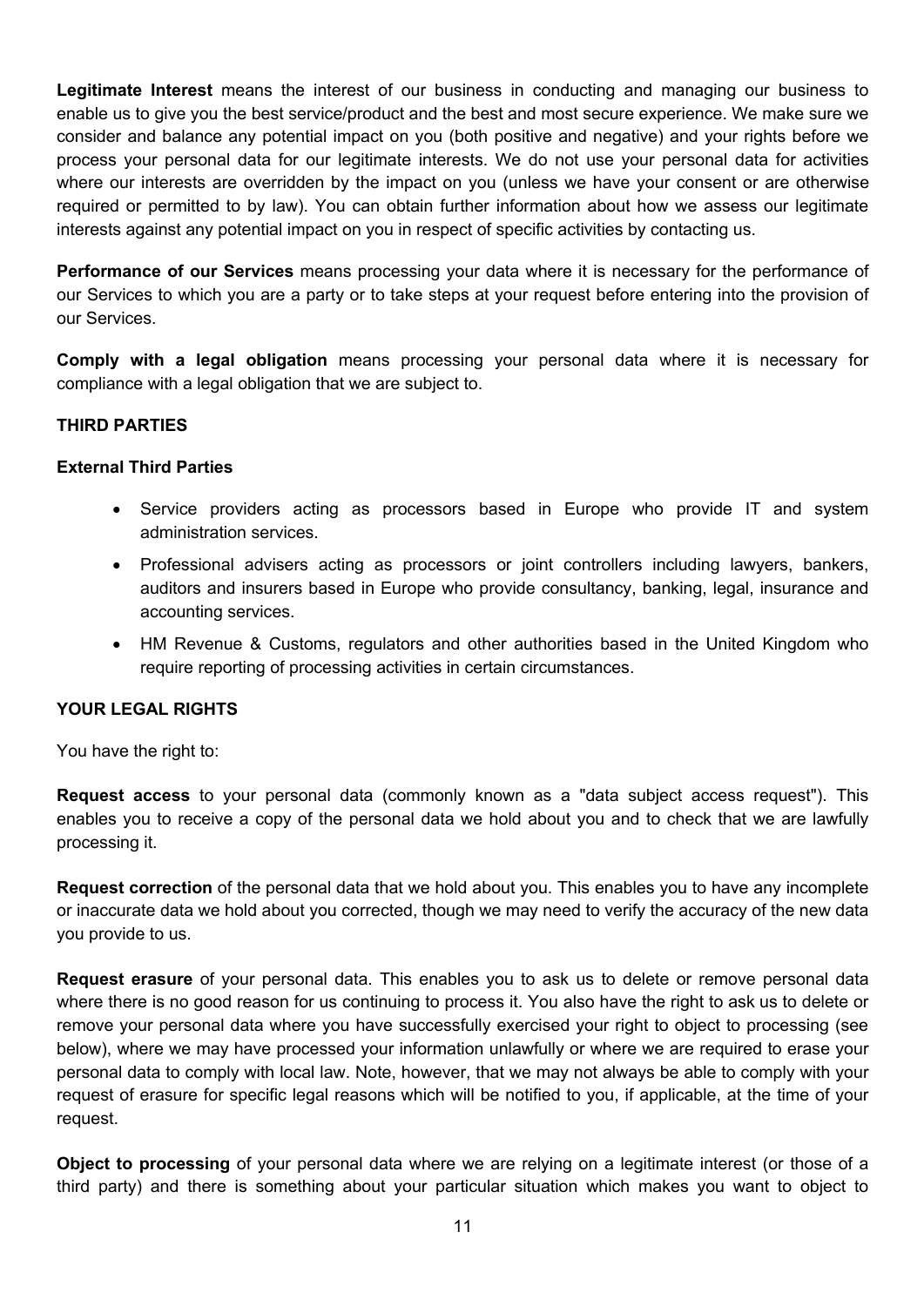**Legitimate Interest** means the interest of our business in conducting and managing our business to enable us to give you the best service/product and the best and most secure experience. We make sure we consider and balance any potential impact on you (both positive and negative) and your rights before we process your personal data for our legitimate interests. We do not use your personal data for activities where our interests are overridden by the impact on you (unless we have your consent or are otherwise required or permitted to by law). You can obtain further information about how we assess our legitimate interests against any potential impact on you in respect of specific activities by contacting us.

**Performance of our Services** means processing your data where it is necessary for the performance of our Services to which you are a party or to take steps at your request before entering into the provision of our Services.

**Comply with a legal obligation** means processing your personal data where it is necessary for compliance with a legal obligation that we are subject to.

**THIRD PARTIES**

**External Third Parties**

- Service providers acting as processors based in Europe who provide IT and system administration services.
- Professional advisers acting as processors or joint controllers including lawyers, bankers, auditors and insurers based in Europe who provide consultancy, banking, legal, insurance and accounting services.
- HM Revenue & Customs, regulators and other authorities based in the United Kingdom who require reporting of processing activities in certain circumstances.

**YOUR LEGAL RIGHTS**

You have the right to:

**Request access** to your personal data (commonly known as a "data subject access request"). This enables you to receive a copy of the personal data we hold about you and to check that we are lawfully processing it.

**Request correction** of the personal data that we hold about you. This enables you to have any incomplete or inaccurate data we hold about you corrected, though we may need to verify the accuracy of the new data you provide to us.

**Request erasure** of your personal data. This enables you to ask us to delete or remove personal data where there is no good reason for us continuing to process it. You also have the right to ask us to delete or remove your personal data where you have successfully exercised your right to object to processing (see below), where we may have processed your information unlawfully or where we are required to erase your personal data to comply with local law. Note, however, that we may not always be able to comply with your request of erasure for specific legal reasons which will be notified to you, if applicable, at the time of your request.

**Object to processing** of your personal data where we are relying on a legitimate interest (or those of a third party) and there is something about your particular situation which makes you want to object to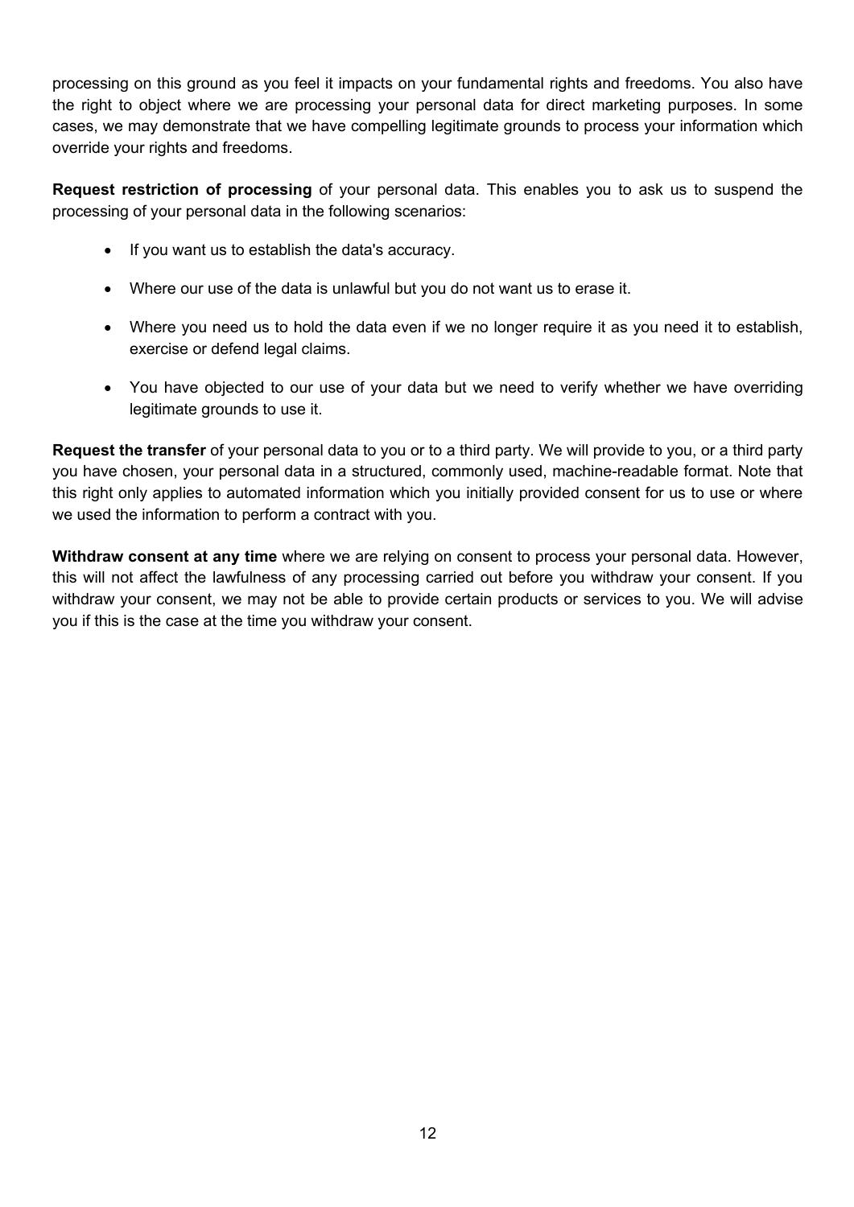processing on this ground as you feel it impacts on your fundamental rights and freedoms. You also have the right to object where we are processing your personal data for direct marketing purposes. In some cases, we may demonstrate that we have compelling legitimate grounds to process your information which override your rights and freedoms.

**Request restriction of processing** of your personal data. This enables you to ask us to suspend the processing of your personal data in the following scenarios:

- If you want us to establish the data's accuracy.
- Where our use of the data is unlawful but you do not want us to erase it.
- Where you need us to hold the data even if we no longer require it as you need it to establish, exercise or defend legal claims.
- You have objected to our use of your data but we need to verify whether we have overriding legitimate grounds to use it.

**Request the transfer** of your personal data to you or to a third party. We will provide to you, or a third party you have chosen, your personal data in a structured, commonly used, machine-readable format. Note that this right only applies to automated information which you initially provided consent for us to use or where we used the information to perform a contract with you.

**Withdraw consent at any time** where we are relying on consent to process your personal data. However, this will not affect the lawfulness of any processing carried out before you withdraw your consent. If you withdraw your consent, we may not be able to provide certain products or services to you. We will advise you if this is the case at the time you withdraw your consent.